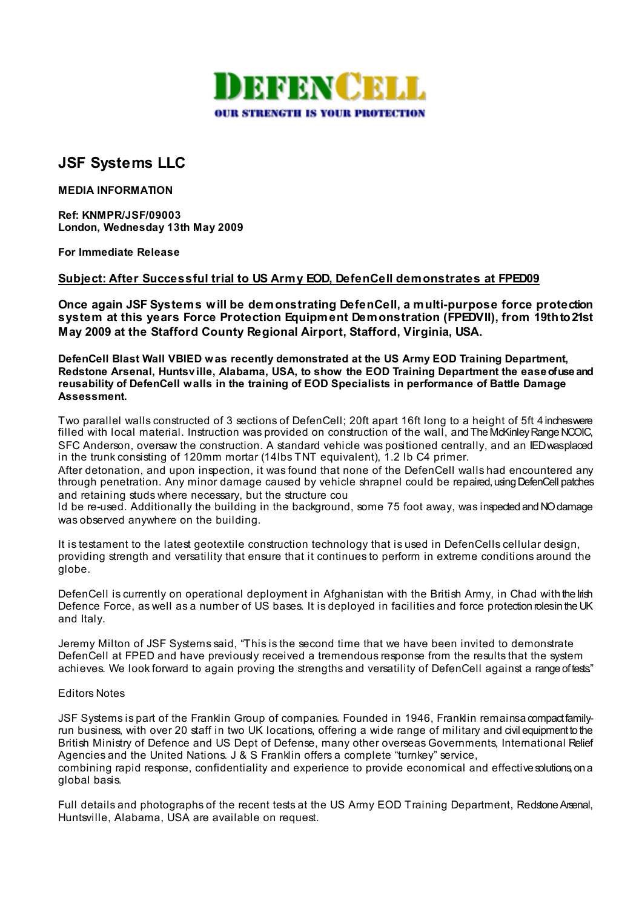# DEFENCELL

OUR STRENGTH IS YOUR PROTECTION

## JSF Systems LLC

**MEDIA INFORMATION**

**Ref: KNMPR/JSF/09003**
**London, Wednesday 13th May 2009**

**For Immediate Release**

**Subject: After Successful trial to US Army EOD, DefenCell demonstrates at FPED09**

**Once again JSF Systems will be demonstrating DefenCell, a multi-purpose force protection system at this years Force Protection Equipment Demonstration (FPEDVII), from 19th to 21st May 2009 at the Stafford County Regional Airport, Stafford, Virginia, USA.**

**DefenCell Blast Wall VBIED was recently demonstrated at the US Army EOD Training Department, Redstone Arsenal, Huntsville, Alabama, USA, to show the EOD Training Department the ease of use and reusability of DefenCell walls in the training of EOD Specialists in performance of Battle Damage Assessment.**

Two parallel walls constructed of 3 sections of DefenCell; 20ft apart 16ft long to a height of 5ft 4 inches were filled with local material. Instruction was provided on construction of the wall, and The McKinley Range NCOIC, SFC Anderson, oversaw the construction. A standard vehicle was positioned centrally, and an IED was placed in the trunk consisting of 120mm mortar (14lbs TNT equivalent), 1.2 lb C4 primer.
After detonation, and upon inspection, it was found that none of the DefenCell walls had encountered any through penetration. Any minor damage caused by vehicle shrapnel could be repaired, using DefenCell patches and retaining studs where necessary, but the structure cou
ld be re-used. Additionally the building in the background, some 75 foot away, was inspected and NO damage was observed anywhere on the building.

It is testament to the latest geotextile construction technology that is used in DefenCells cellular design, providing strength and versatility that ensure that it continues to perform in extreme conditions around the globe.

DefenCell is currently on operational deployment in Afghanistan with the British Army, in Chad with the Irish Defence Force, as well as a number of US bases. It is deployed in facilities and force protection roles in the UK and Italy.

Jeremy Milton of JSF Systems said, "This is the second time that we have been invited to demonstrate DefenCell at FPED and have previously received a tremendous response from the results that the system achieves. We look forward to again proving the strengths and versatility of DefenCell against a range of tests."

Editors Notes

JSF Systems is part of the Franklin Group of companies. Founded in 1946, Franklin remains a compact family-run business, with over 20 staff in two UK locations, offering a wide range of military and civil equipment to the British Ministry of Defence and US Dept of Defense, many other overseas Governments, International Relief Agencies and the United Nations. J & S Franklin offers a complete "turnkey" service,
combining rapid response, confidentiality and experience to provide economical and effective solutions, on a global basis.

Full details and photographs of the recent tests at the US Army EOD Training Department, Redstone Arsenal, Huntsville, Alabama, USA are available on request.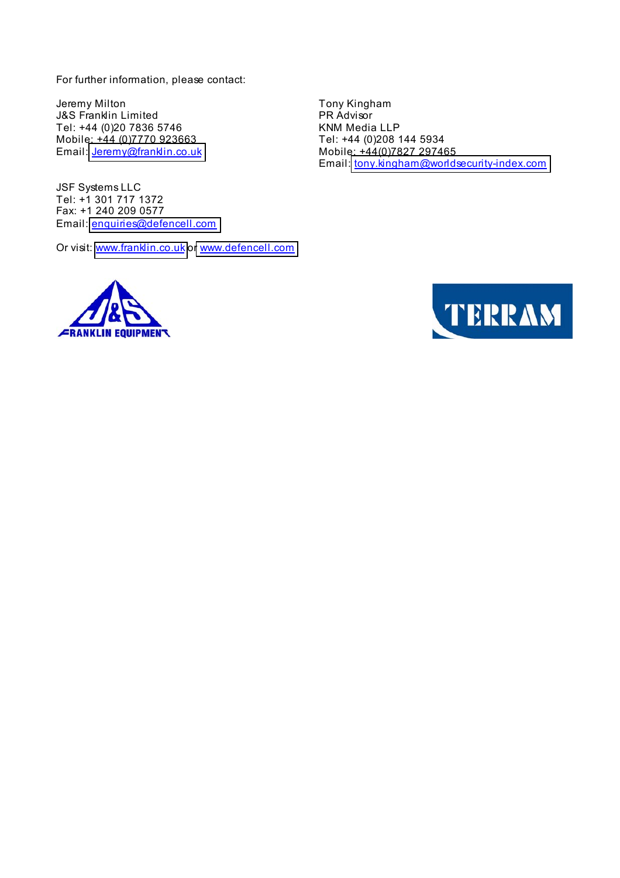For further information, please contact:

Jeremy Milton
J&S Franklin Limited
Tel: +44 (0)20 7836 5746
Mobile: +44 (0)7770 923663
Email: Jeremy@franklin.co.uk

Tony Kingham
PR Advisor
KNM Media LLP
Tel: +44 (0)208 144 5934
Mobile: +44(0)7827 297465
Email: tony.kingham@worldsecurity-index.com

JSF Systems LLC
Tel: +1 301 717 1372
Fax: +1 240 209 0577
Email: enquiries@defencell.com

Or visit: www.franklin.co.uk or www.defencell.com